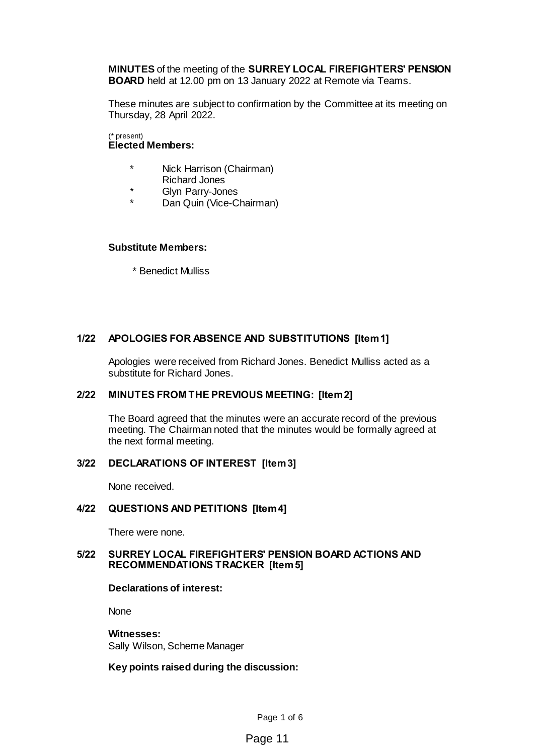**MINUTES** of the meeting of the **SURREY LOCAL FIREFIGHTERS' PENSION BOARD** held at 12.00 pm on 13 January 2022 at Remote via Teams.

These minutes are subject to confirmation by the Committee at its meeting on Thursday, 28 April 2022.

(* present)

**Elected Members:**

- \* Nick Harrison (Chairman)
- Richard Jones
- \* Glyn Parry-Jones
- \* Dan Quin (Vice-Chairman)

**Substitute Members:**

- \* Benedict Mulliss

## 1/22 APOLOGIES FOR ABSENCE AND SUBSTITUTIONS [Item 1]

Apologies were received from Richard Jones. Benedict Mulliss acted as a substitute for Richard Jones.

## 2/22 MINUTES FROM THE PREVIOUS MEETING: [Item 2]

The Board agreed that the minutes were an accurate record of the previous meeting. The Chairman noted that the minutes would be formally agreed at the next formal meeting.

## 3/22 DECLARATIONS OF INTEREST [Item 3]

None received.

## 4/22 QUESTIONS AND PETITIONS [Item 4]

There were none.

## 5/22 SURREY LOCAL FIREFIGHTERS' PENSION BOARD ACTIONS AND RECOMMENDATIONS TRACKER [Item 5]

**Declarations of interest:**

None

**Witnesses:**

Sally Wilson, Scheme Manager

**Key points raised during the discussion:**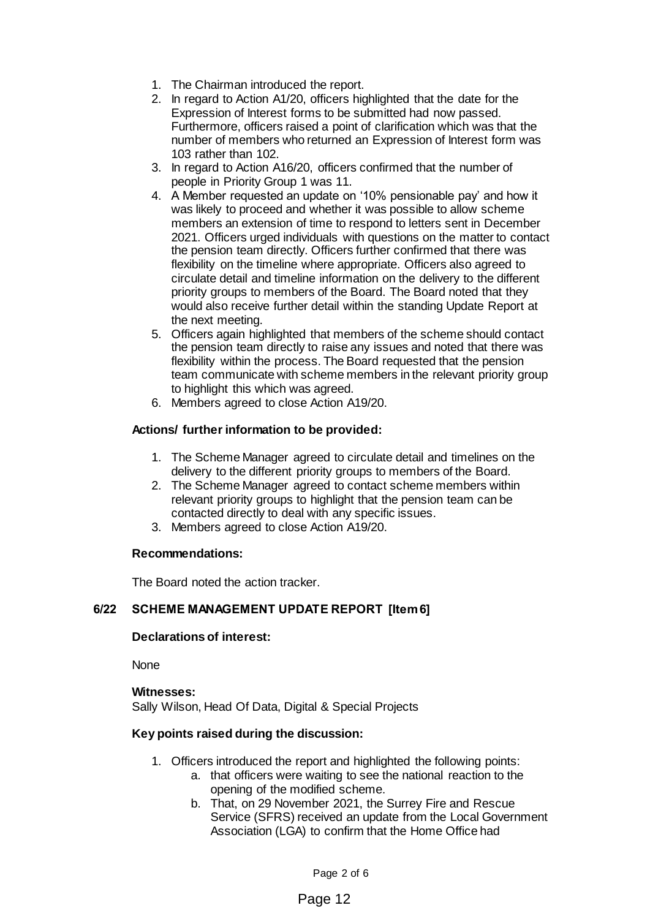1. The Chairman introduced the report.
2. In regard to Action A1/20, officers highlighted that the date for the Expression of Interest forms to be submitted had now passed. Furthermore, officers raised a point of clarification which was that the number of members who returned an Expression of Interest form was 103 rather than 102.
3. In regard to Action A16/20, officers confirmed that the number of people in Priority Group 1 was 11.
4. A Member requested an update on '10% pensionable pay' and how it was likely to proceed and whether it was possible to allow scheme members an extension of time to respond to letters sent in December 2021. Officers urged individuals with questions on the matter to contact the pension team directly. Officers further confirmed that there was flexibility on the timeline where appropriate. Officers also agreed to circulate detail and timeline information on the delivery to the different priority groups to members of the Board. The Board noted that they would also receive further detail within the standing Update Report at the next meeting.
5. Officers again highlighted that members of the scheme should contact the pension team directly to raise any issues and noted that there was flexibility within the process. The Board requested that the pension team communicate with scheme members in the relevant priority group to highlight this which was agreed.
6. Members agreed to close Action A19/20.

**Actions/ further information to be provided:**

1. The Scheme Manager agreed to circulate detail and timelines on the delivery to the different priority groups to members of the Board.
2. The Scheme Manager agreed to contact scheme members within relevant priority groups to highlight that the pension team can be contacted directly to deal with any specific issues.
3. Members agreed to close Action A19/20.

**Recommendations:**

The Board noted the action tracker.

## 6/22 SCHEME MANAGEMENT UPDATE REPORT [Item 6]

**Declarations of interest:**

None

**Witnesses:**

Sally Wilson, Head Of Data, Digital & Special Projects

**Key points raised during the discussion:**

1. Officers introduced the report and highlighted the following points:
   a. that officers were waiting to see the national reaction to the opening of the modified scheme.
   b. That, on 29 November 2021, the Surrey Fire and Rescue Service (SFRS) received an update from the Local Government Association (LGA) to confirm that the Home Office had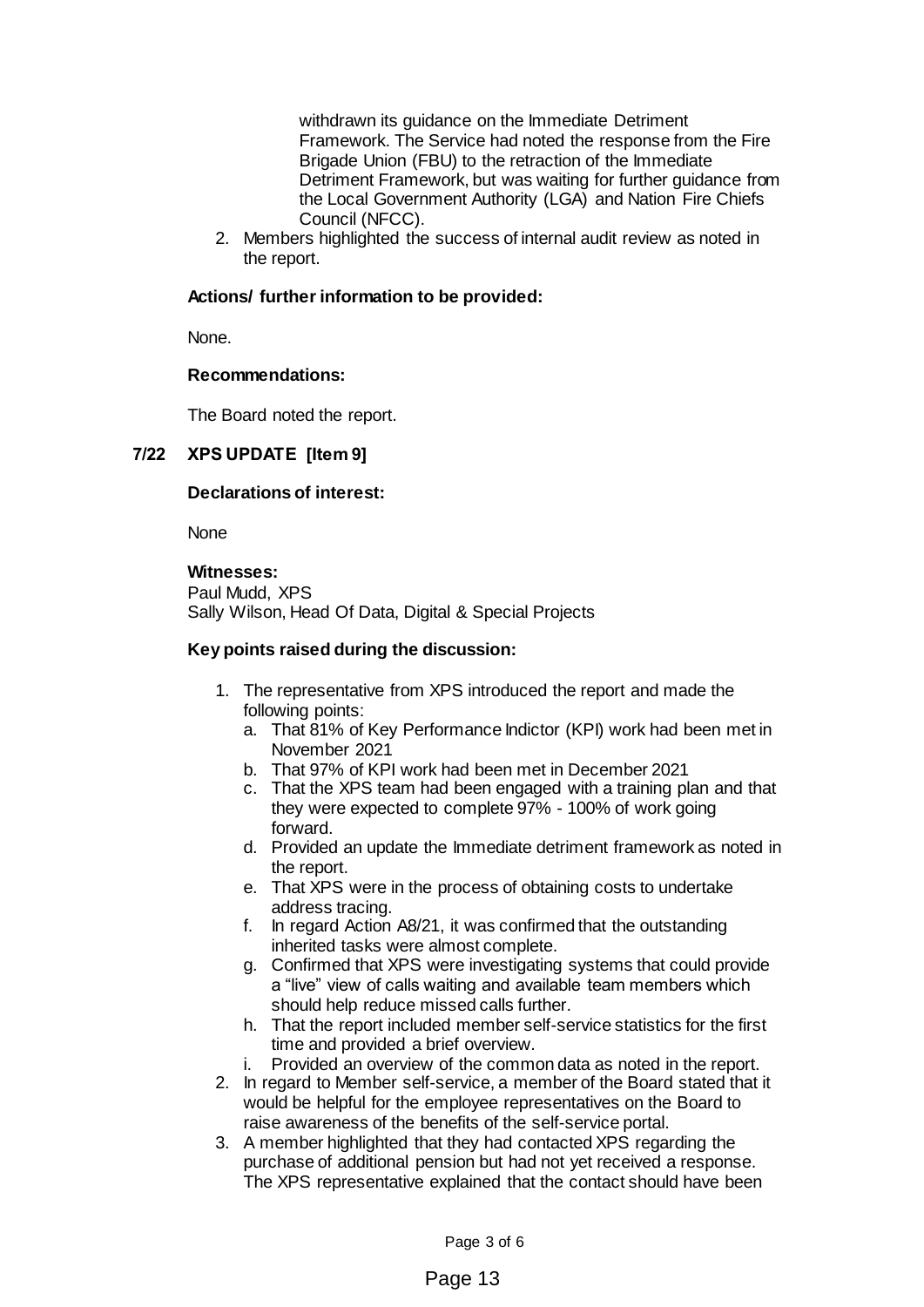withdrawn its guidance on the Immediate Detriment Framework. The Service had noted the response from the Fire Brigade Union (FBU) to the retraction of the Immediate Detriment Framework, but was waiting for further guidance from the Local Government Authority (LGA) and Nation Fire Chiefs Council (NFCC).

2. Members highlighted the success of internal audit review as noted in the report.

**Actions/ further information to be provided:**

None.

**Recommendations:**

The Board noted the report.

## 7/22 XPS UPDATE [Item 9]

**Declarations of interest:**

None

**Witnesses:**

Paul Mudd, XPS
Sally Wilson, Head Of Data, Digital & Special Projects

**Key points raised during the discussion:**

1. The representative from XPS introduced the report and made the following points:
   a. That 81% of Key Performance Indictor (KPI) work had been met in November 2021
   b. That 97% of KPI work had been met in December 2021
   c. That the XPS team had been engaged with a training plan and that they were expected to complete 97% - 100% of work going forward.
   d. Provided an update the Immediate detriment framework as noted in the report.
   e. That XPS were in the process of obtaining costs to undertake address tracing.
   f. In regard Action A8/21, it was confirmed that the outstanding inherited tasks were almost complete.
   g. Confirmed that XPS were investigating systems that could provide a "live" view of calls waiting and available team members which should help reduce missed calls further.
   h. That the report included member self-service statistics for the first time and provided a brief overview.
   i. Provided an overview of the common data as noted in the report.
2. In regard to Member self-service, a member of the Board stated that it would be helpful for the employee representatives on the Board to raise awareness of the benefits of the self-service portal.
3. A member highlighted that they had contacted XPS regarding the purchase of additional pension but had not yet received a response. The XPS representative explained that the contact should have been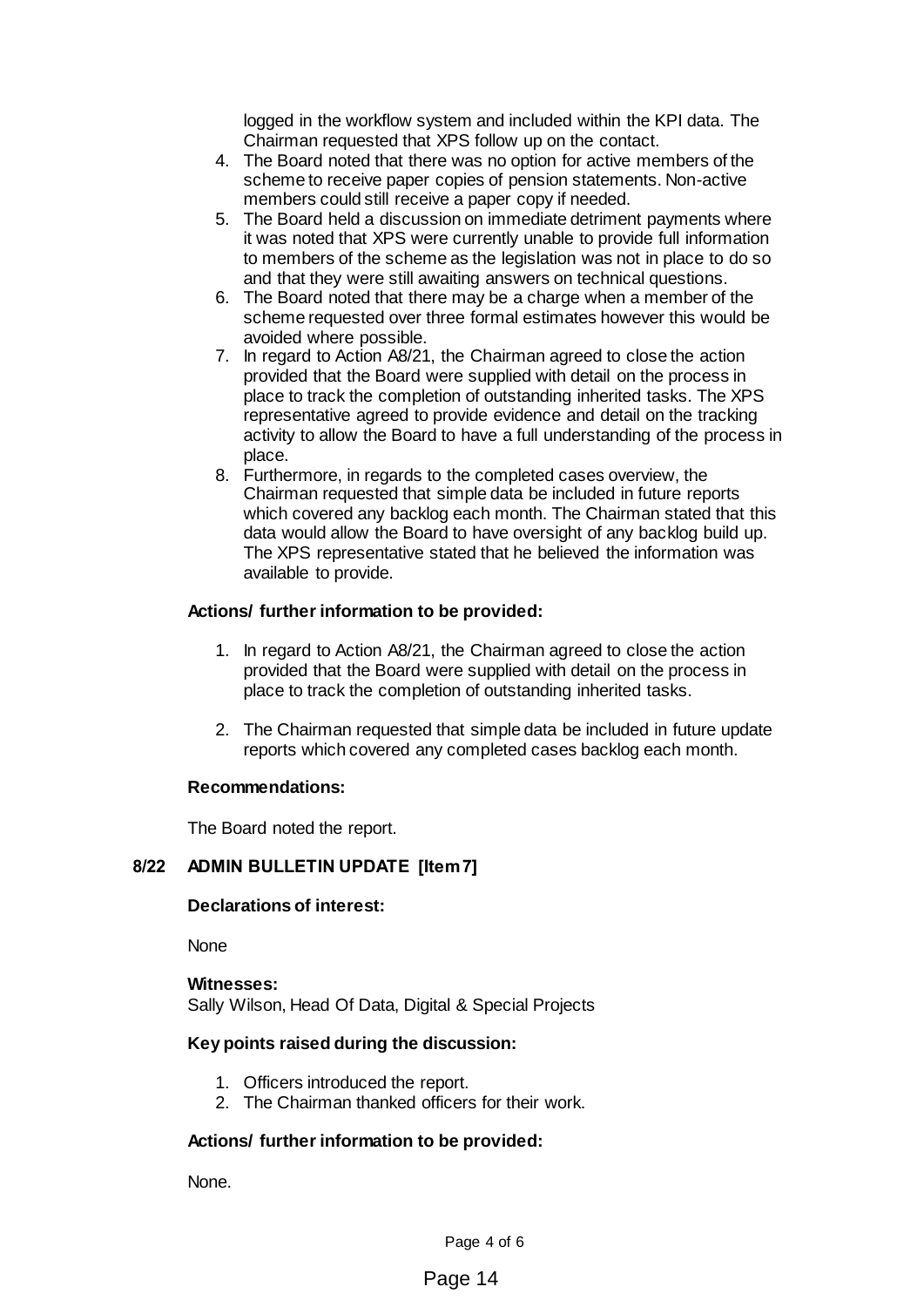logged in the workflow system and included within the KPI data. The Chairman requested that XPS follow up on the contact.

4. The Board noted that there was no option for active members of the scheme to receive paper copies of pension statements. Non-active members could still receive a paper copy if needed.
5. The Board held a discussion on immediate detriment payments where it was noted that XPS were currently unable to provide full information to members of the scheme as the legislation was not in place to do so and that they were still awaiting answers on technical questions.
6. The Board noted that there may be a charge when a member of the scheme requested over three formal estimates however this would be avoided where possible.
7. In regard to Action A8/21, the Chairman agreed to close the action provided that the Board were supplied with detail on the process in place to track the completion of outstanding inherited tasks. The XPS representative agreed to provide evidence and detail on the tracking activity to allow the Board to have a full understanding of the process in place.
8. Furthermore, in regards to the completed cases overview, the Chairman requested that simple data be included in future reports which covered any backlog each month. The Chairman stated that this data would allow the Board to have oversight of any backlog build up. The XPS representative stated that he believed the information was available to provide.

**Actions/ further information to be provided:**

1. In regard to Action A8/21, the Chairman agreed to close the action provided that the Board were supplied with detail on the process in place to track the completion of outstanding inherited tasks.

2. The Chairman requested that simple data be included in future update reports which covered any completed cases backlog each month.

**Recommendations:**

The Board noted the report.

## 8/22 ADMIN BULLETIN UPDATE [Item 7]

**Declarations of interest:**

None

**Witnesses:**
Sally Wilson, Head Of Data, Digital & Special Projects

**Key points raised during the discussion:**

1. Officers introduced the report.
2. The Chairman thanked officers for their work.

**Actions/ further information to be provided:**

None.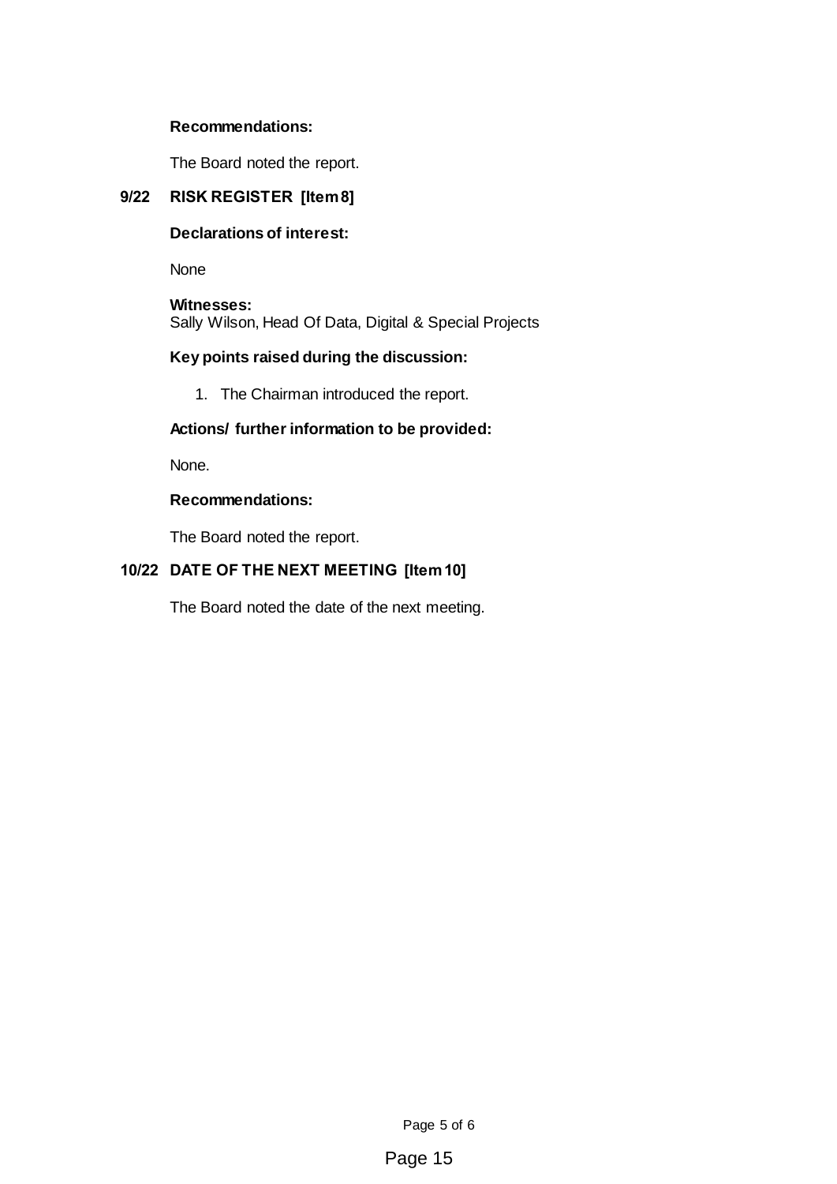**Recommendations:**

The Board noted the report.

## 9/22 RISK REGISTER [Item 8]

**Declarations of interest:**

None

**Witnesses:**
Sally Wilson, Head Of Data, Digital & Special Projects

**Key points raised during the discussion:**

1. The Chairman introduced the report.

**Actions/ further information to be provided:**

None.

**Recommendations:**

The Board noted the report.

## 10/22 DATE OF THE NEXT MEETING [Item 10]

The Board noted the date of the next meeting.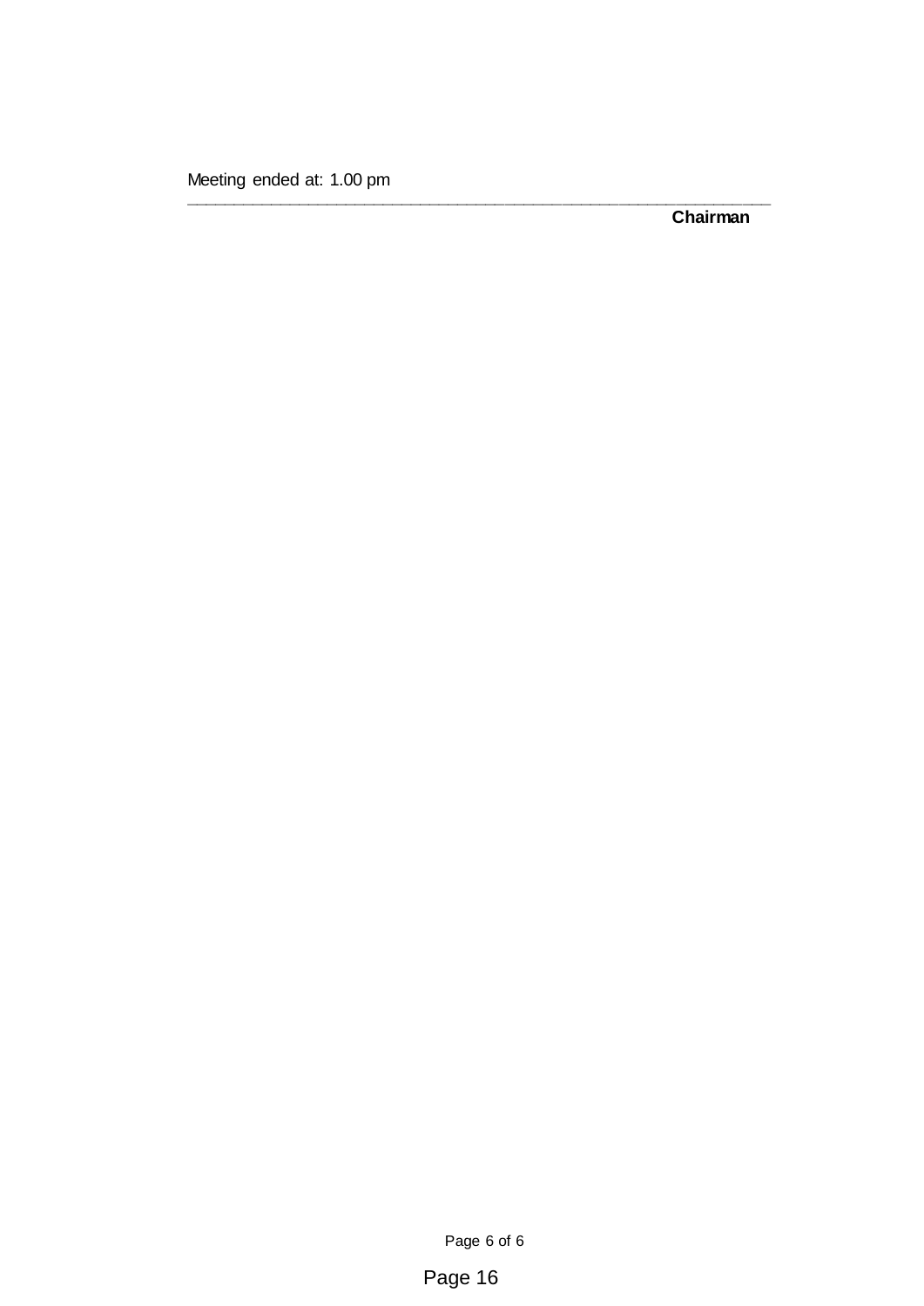Meeting ended at: 1.00 pm

---

**Chairman**